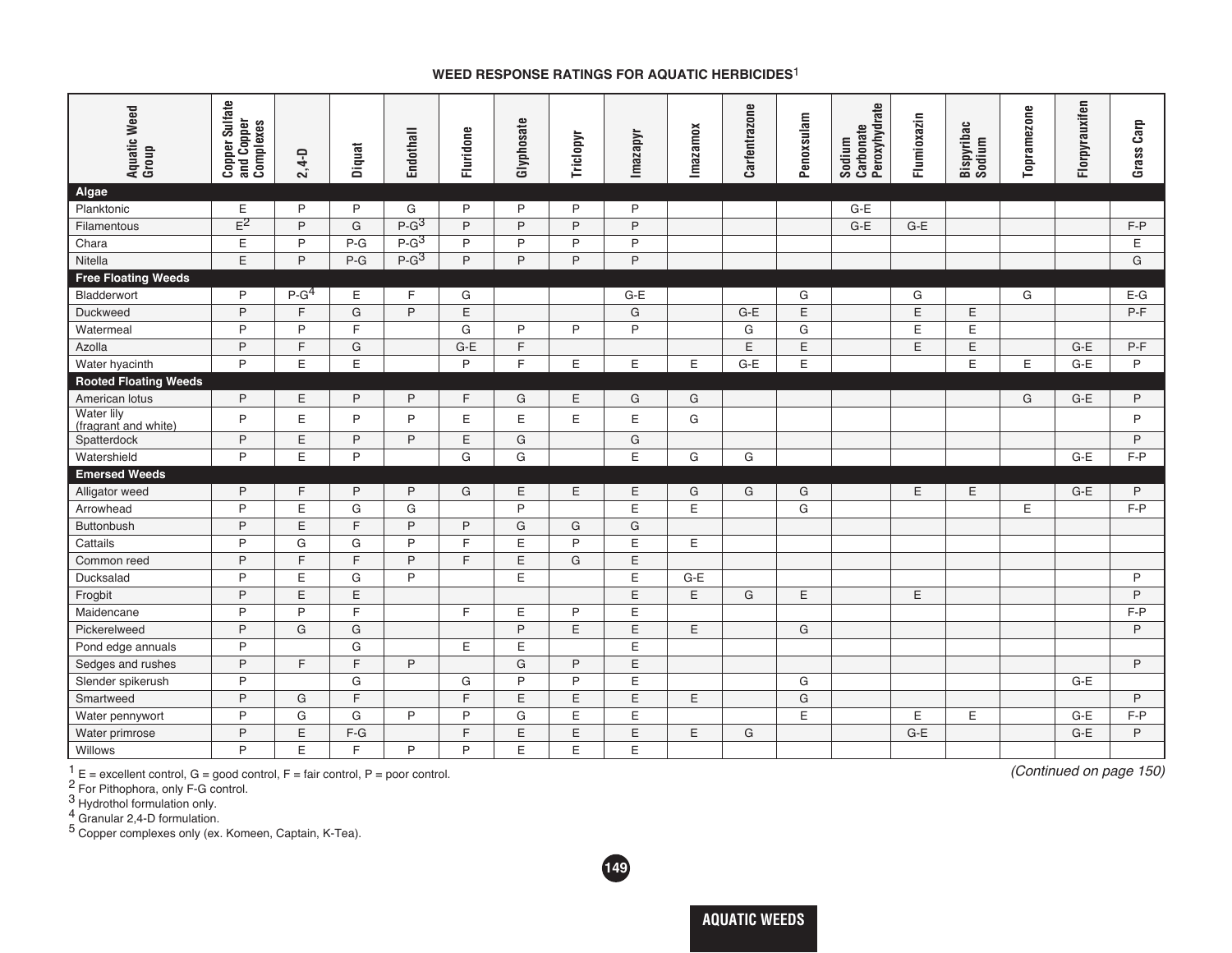## WEED RESPONSE RATINGS FOR AQUATIC HERBICIDES[1]

| Aquatic Weed Group | Copper Sulfate and Copper Complexes | 2,4-D | Diquat | Endothall | Fluridone | Glyphosate | Triclopyr | Imazapyr | Imazamox | Carfentrazone | Penoxsulam | Sodium Carbonate Peroxyhydrate | Flumioxazin | Bispyribac Sodium | Topramezone | Florpyrauxifen | Grass Carp |
|---|---|---|---|---|---|---|---|---|---|---|---|---|---|---|---|---|---|
| **Algae** | | | | | | | | | | | | | | | | | |
| Planktonic | E | P | P | G | P | P | P | P | | | | G-E | | | | | |
| Filamentous | E[2] | P | G | P-G[3] | P | P | P | P | | | | G-E | G-E | | | | F-P |
| Chara | E | P | P-G | P-G[3] | P | P | P | P | | | | | | | | | E |
| Nitella | E | P | P-G | P-G[3] | P | P | P | P | | | | | | | | | G |
| **Free Floating Weeds** | | | | | | | | | | | | | | | | | |
| Bladderwort | P | P-G[4] | E | F | G | | | G-E | | | G | | G | | G | | E-G |
| Duckweed | P | F | G | P | E | | | G | | G-E | E | | E | E | | | P-F |
| Watermeal | P | P | F | | G | P | P | P | | G | G | | E | E | | | |
| Azolla | P | F | G | | G-E | F | | | | E | E | | E | E | | G-E | P-F |
| Water hyacinth | P | E | E | | P | F | E | E | E | G-E | E | | | E | E | G-E | P |
| **Rooted Floating Weeds** | | | | | | | | | | | | | | | | | |
| American lotus | P | E | P | P | F | G | E | G | G | | | | | | G | G-E | P |
| Water lily (fragrant and white) | P | E | P | P | E | E | E | E | G | | | | | | | | P |
| Spatterdock | P | E | P | P | E | G | | G | | | | | | | | | P |
| Watershield | P | E | P | | G | G | | E | G | G | | | | | | G-E | F-P |
| **Emersed Weeds** | | | | | | | | | | | | | | | | | |
| Alligator weed | P | F | P | P | G | E | E | E | G | G | G | | E | E | | G-E | P |
| Arrowhead | P | E | G | G | | P | | E | E | | G | | | | E | | F-P |
| Buttonbush | P | E | F | P | P | G | G | G | | | | | | | | | |
| Cattails | P | G | G | P | F | E | P | E | E | | | | | | | | |
| Common reed | P | F | F | P | F | E | G | E | | | | | | | | | |
| Ducksalad | P | E | G | P | | E | | E | G-E | | | | | | | | P |
| Frogbit | P | E | E | | | | | E | E | G | E | | E | | | | P |
| Maidencane | P | P | F | | F | E | P | E | | | | | | | | | F-P |
| Pickerelweed | P | G | G | | | P | E | E | E | | G | | | | | | P |
| Pond edge annuals | P | | G | | E | E | | E | | | | | | | | | |
| Sedges and rushes | P | F | F | P | | G | P | E | | | | | | | | | P |
| Slender spikerush | P | | G | | G | P | P | E | | | G | | | | | G-E | |
| Smartweed | P | G | F | | F | E | E | E | E | | G | | | | | | P |
| Water pennywort | P | G | G | P | P | G | E | E | | | E | | E | E | | G-E | F-P |
| Water primrose | P | E | F-G | | F | E | E | E | E | G | | | G-E | | | G-E | P |
| Willows | P | E | F | P | P | E | E | E | | | | | | | | | |

*(Continued on page 150)*

[1] E = excellent control, G = good control, F = fair control, P = poor control.
[2] For Pithophora, only F-G control.
[3] Hydrothol formulation only.
[4] Granular 2,4-D formulation.
[5] Copper complexes only (ex. Komeen, Captain, K-Tea).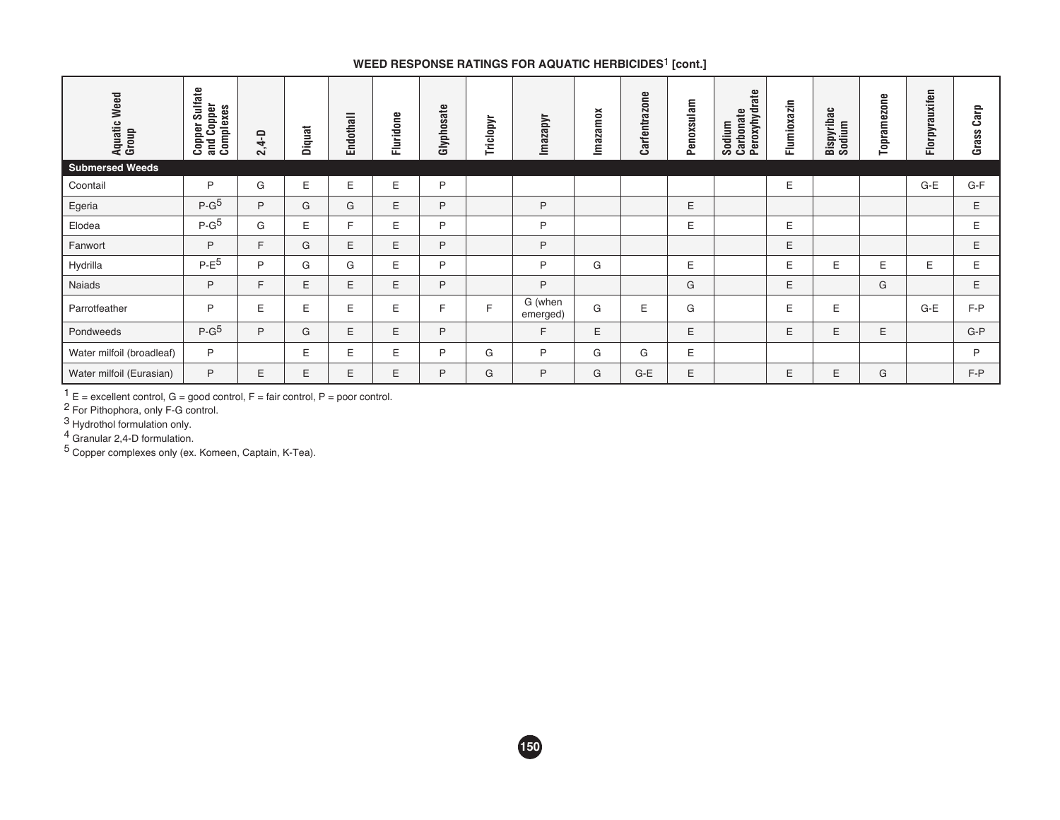## WEED RESPONSE RATINGS FOR AQUATIC HERBICIDES[1] [cont.]

| Aquatic Weed Group | Copper Sulfate and Copper Complexes | 2,4-D | Diquat | Endothall | Fluridone | Glyphosate | Triclopyr | Imazapyr | Imazamox | Carfentrazone | Penoxsulam | Sodium Carbonate Peroxyhydrate | Flumioxazin | Bispyribac Sodium | Topramezone | Florpyrauxifen | Grass Carp |
|---|---|---|---|---|---|---|---|---|---|---|---|---|---|---|---|---|---|
| **Submersed Weeds** | | | | | | | | | | | | | | | | | |
| Coontail | P | G | E | E | E | P | | | | | | | E | | | G-E | G-F |
| Egeria | P-G[5] | P | G | G | E | P | | P | | | E | | | | | | E |
| Elodea | P-G[5] | G | E | F | E | P | | P | | | E | | E | | | | E |
| Fanwort | P | F | G | E | E | P | | P | | | | | E | | | | E |
| Hydrilla | P-E[5] | P | G | G | E | P | | P | G | | E | | E | E | E | E | E |
| Naiads | P | F | E | E | E | P | | P | | | G | | E | | G | | E |
| Parrotfeather | P | E | E | E | E | F | F | G (when emerged) | G | E | G | | E | E | | G-E | F-P |
| Pondweeds | P-G[5] | P | G | E | E | P | | F | E | | E | | E | E | E | | G-P |
| Water milfoil (broadleaf) | P | | E | E | E | P | G | P | G | G | E | | | | | | P |
| Water milfoil (Eurasian) | P | E | E | E | E | P | G | P | G | G-E | E | | E | E | G | | F-P |

[1] E = excellent control, G = good control, F = fair control, P = poor control.
[2] For Pithophora, only F-G control.
[3] Hydrothol formulation only.
[4] Granular 2,4-D formulation.
[5] Copper complexes only (ex. Komeen, Captain, K-Tea).